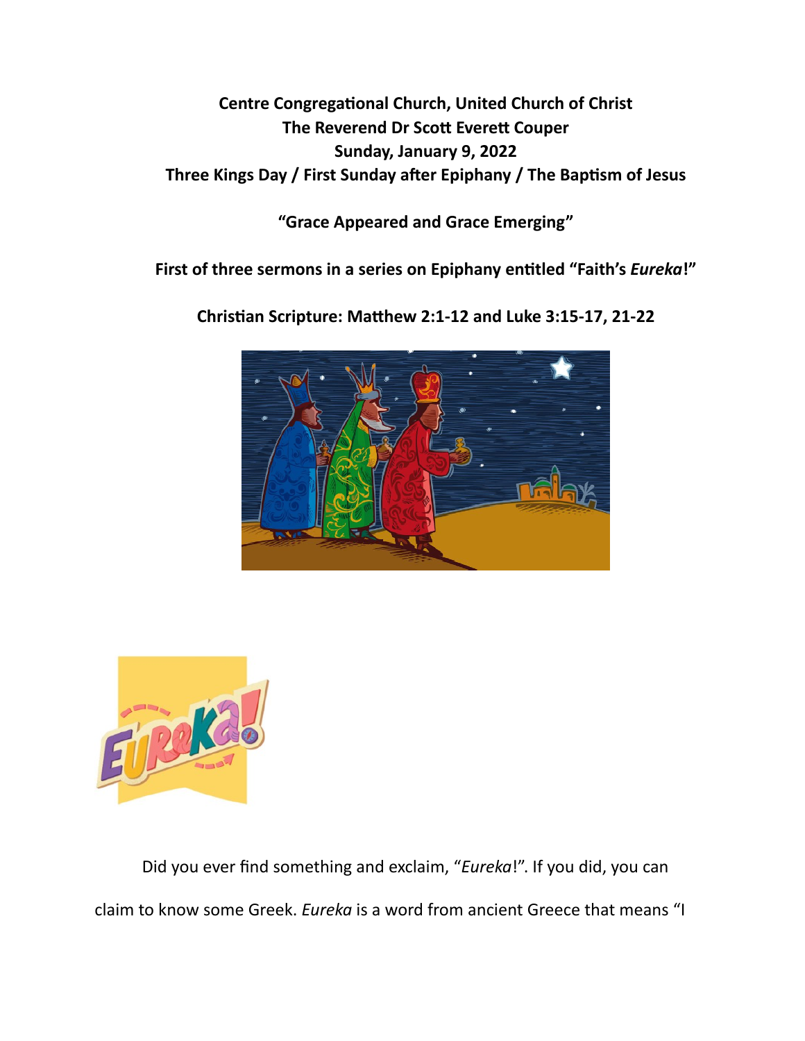**Centre Congregational Church, United Church of Christ**
**The Reverend Dr Scott Everett Couper**
**Sunday, January 9, 2022**
**Three Kings Day / First Sunday after Epiphany / The Baptism of Jesus**

**"Grace Appeared and Grace Emerging"**

**First of three sermons in a series on Epiphany entitled "Faith's *Eureka*!"**

**Christian Scripture: Matthew 2:1-12 and Luke 3:15-17, 21-22**

Did you ever find something and exclaim, "*Eureka*!". If you did, you can claim to know some Greek. *Eureka* is a word from ancient Greece that means "I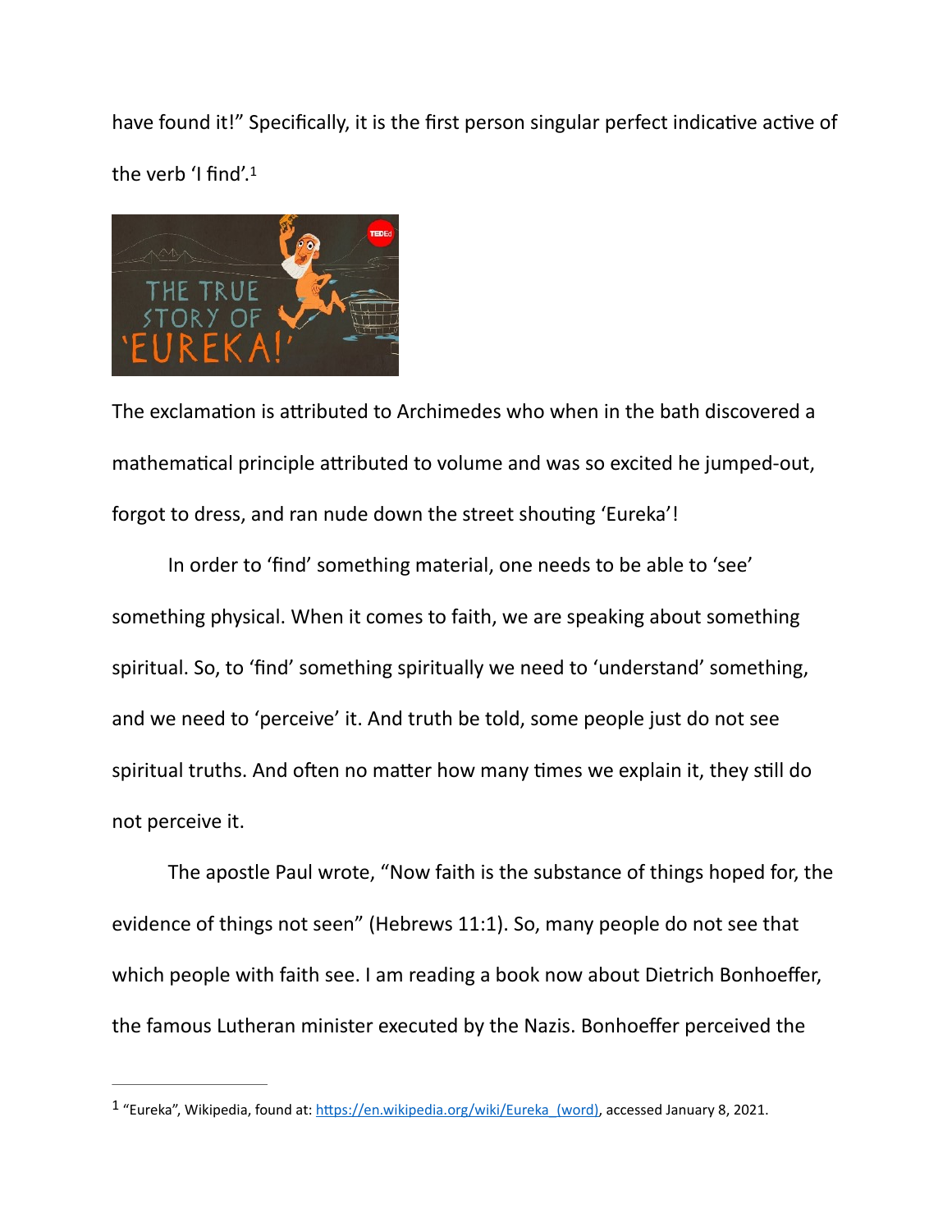have found it!" Specifically, it is the first person singular perfect indicative active of the verb 'I find'.[1]

The exclamation is attributed to Archimedes who when in the bath discovered a mathematical principle attributed to volume and was so excited he jumped-out, forgot to dress, and ran nude down the street shouting 'Eureka'!

In order to 'find' something material, one needs to be able to 'see' something physical. When it comes to faith, we are speaking about something spiritual. So, to 'find' something spiritually we need to 'understand' something, and we need to 'perceive' it. And truth be told, some people just do not see spiritual truths. And often no matter how many times we explain it, they still do not perceive it.

The apostle Paul wrote, "Now faith is the substance of things hoped for, the evidence of things not seen" (Hebrews 11:1). So, many people do not see that which people with faith see. I am reading a book now about Dietrich Bonhoeffer, the famous Lutheran minister executed by the Nazis. Bonhoeffer perceived the

---

[1] "Eureka", Wikipedia, found at: https://en.wikipedia.org/wiki/Eureka_(word), accessed January 8, 2021.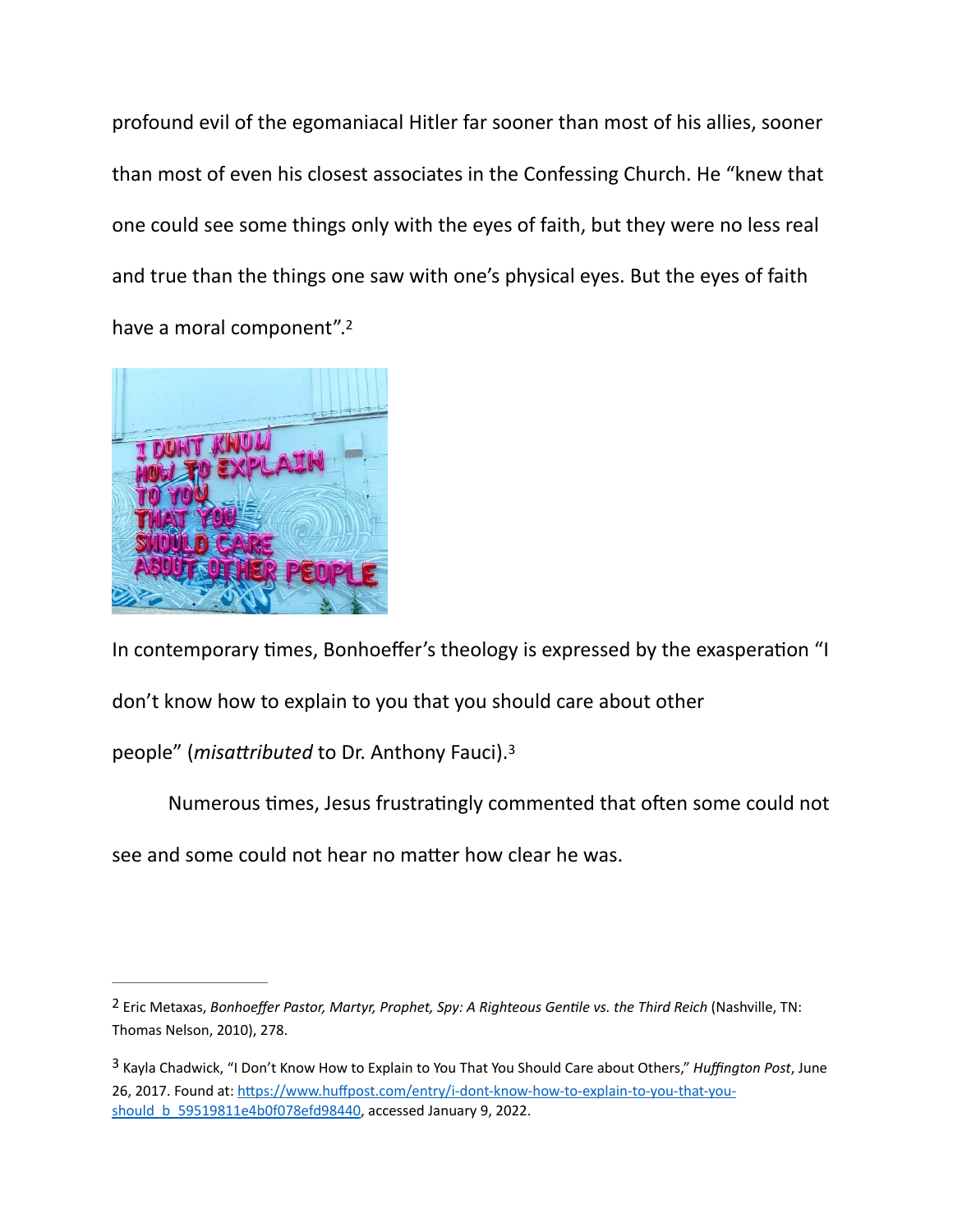profound evil of the egomaniacal Hitler far sooner than most of his allies, sooner than most of even his closest associates in the Confessing Church. He "knew that one could see some things only with the eyes of faith, but they were no less real and true than the things one saw with one's physical eyes. But the eyes of faith have a moral component".[2]

In contemporary times, Bonhoeffer's theology is expressed by the exasperation "I don't know how to explain to you that you should care about other people" (*misattributed* to Dr. Anthony Fauci).[3]

Numerous times, Jesus frustratingly commented that often some could not see and some could not hear no matter how clear he was.

---

[2] Eric Metaxas, *Bonhoeffer Pastor, Martyr, Prophet, Spy: A Righteous Gentile vs. the Third Reich* (Nashville, TN: Thomas Nelson, 2010), 278.

[3] Kayla Chadwick, "I Don't Know How to Explain to You That You Should Care about Others," *Huffington Post*, June 26, 2017. Found at: [https://www.huffpost.com/entry/i-dont-know-how-to-explain-to-you-that-you-should_b_59519811e4b0f078efd98440](https://www.huffpost.com/entry/i-dont-know-how-to-explain-to-you-that-you-should_b_59519811e4b0f078efd98440), accessed January 9, 2022.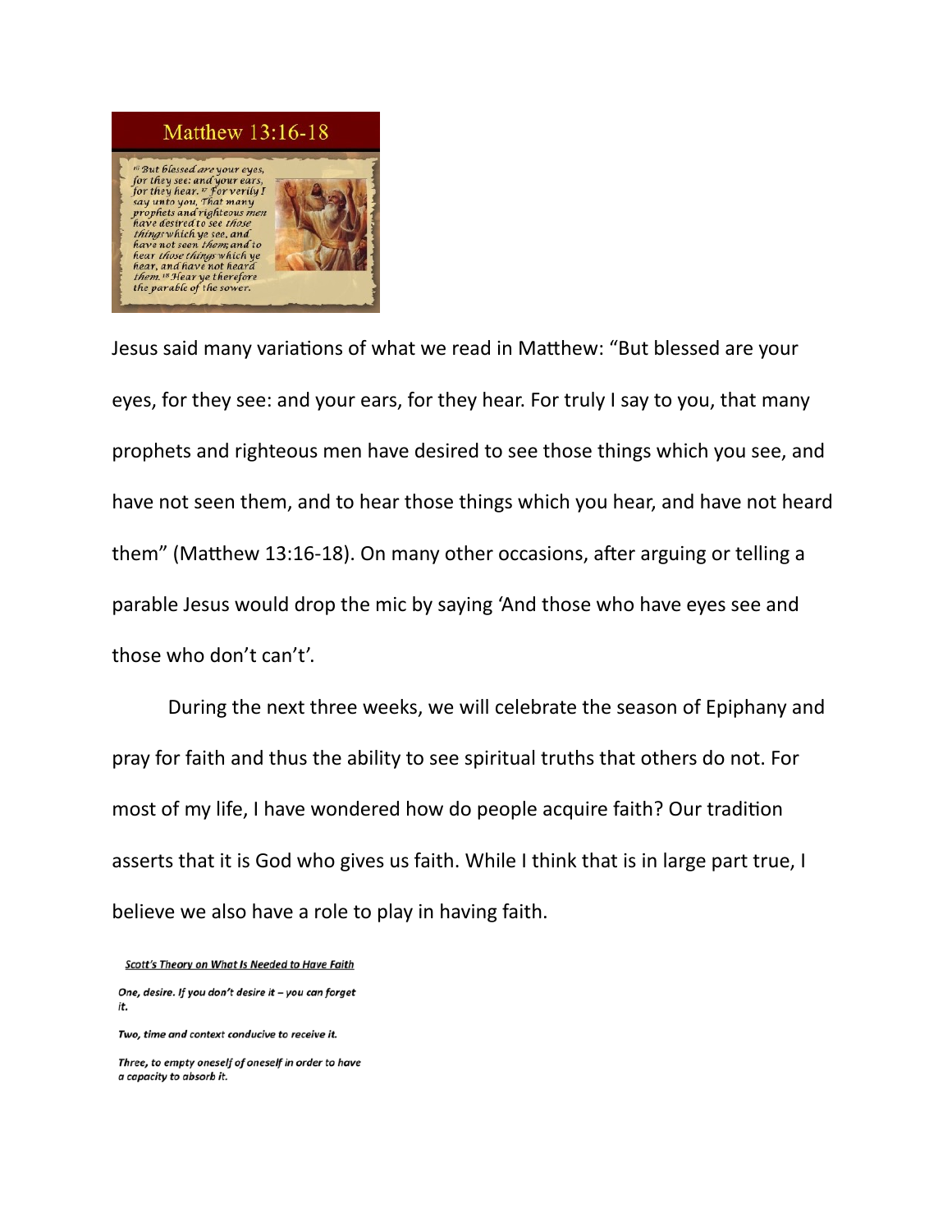Matthew 13:16-18

[16] But blessed are your eyes, for they see: and your ears, for they hear. [17] For verily I say unto you, That many prophets and righteous men have desired to see those things which ye see, and have not seen them; and to hear those things which ye hear, and have not heard them. [18] Hear ye therefore the parable of the sower.

Jesus said many variations of what we read in Matthew: “But blessed are your eyes, for they see: and your ears, for they hear. For truly I say to you, that many prophets and righteous men have desired to see those things which you see, and have not seen them, and to hear those things which you hear, and have not heard them” (Matthew 13:16-18). On many other occasions, after arguing or telling a parable Jesus would drop the mic by saying ‘And those who have eyes see and those who don’t can’t’.

During the next three weeks, we will celebrate the season of Epiphany and pray for faith and thus the ability to see spiritual truths that others do not. For most of my life, I have wondered how do people acquire faith? Our tradition asserts that it is God who gives us faith. While I think that is in large part true, I believe we also have a role to play in having faith.

***<u>Scott’s Theory on What Is Needed to Have Faith</u>***

***One, desire. If you don’t desire it – you can forget it.***

***Two, time and context conducive to receive it.***

***Three, to empty oneself of oneself in order to have a capacity to absorb it.***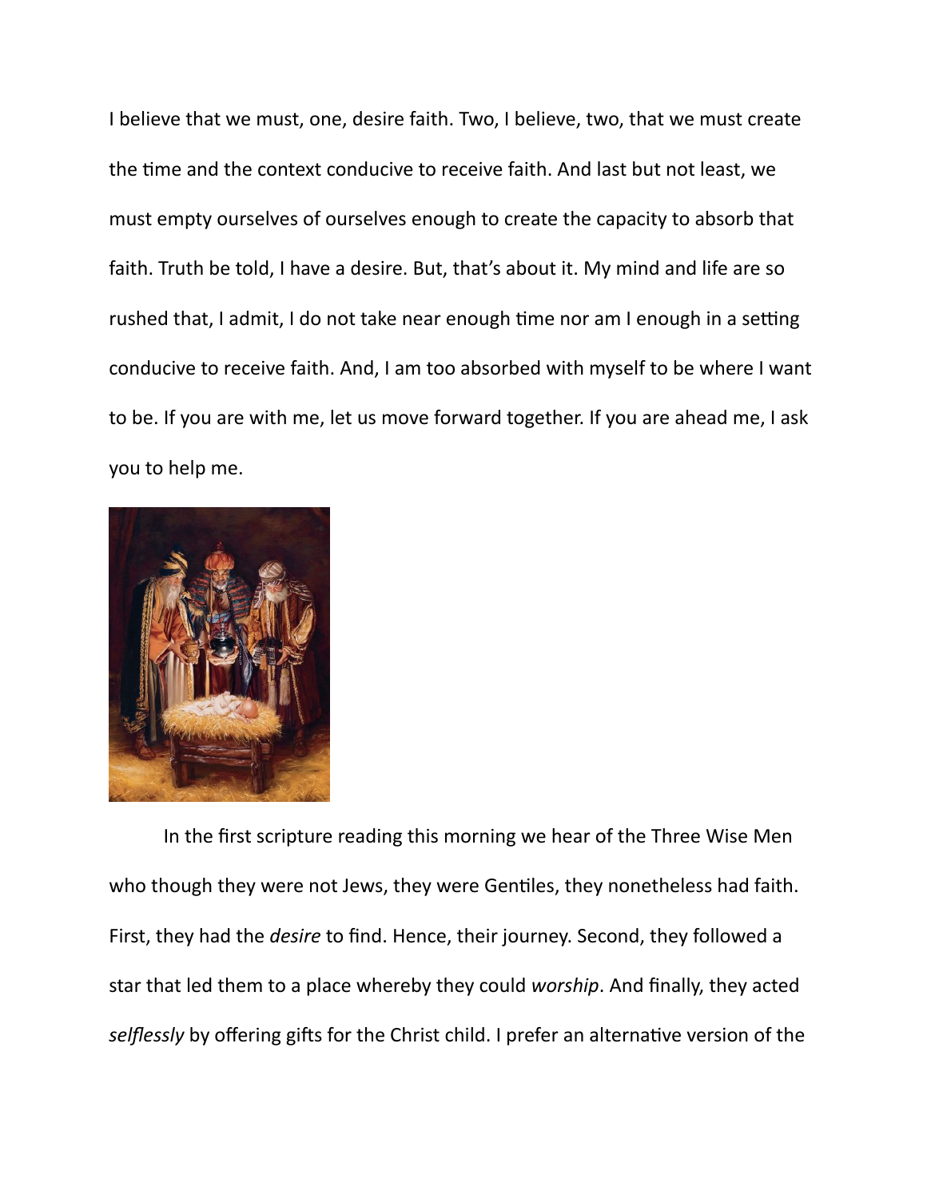I believe that we must, one, desire faith. Two, I believe, two, that we must create the time and the context conducive to receive faith. And last but not least, we must empty ourselves of ourselves enough to create the capacity to absorb that faith. Truth be told, I have a desire. But, that's about it. My mind and life are so rushed that, I admit, I do not take near enough time nor am I enough in a setting conducive to receive faith. And, I am too absorbed with myself to be where I want to be. If you are with me, let us move forward together. If you are ahead me, I ask you to help me.

In the first scripture reading this morning we hear of the Three Wise Men who though they were not Jews, they were Gentiles, they nonetheless had faith. First, they had the *desire* to find. Hence, their journey. Second, they followed a star that led them to a place whereby they could *worship*. And finally, they acted *selflessly* by offering gifts for the Christ child. I prefer an alternative version of the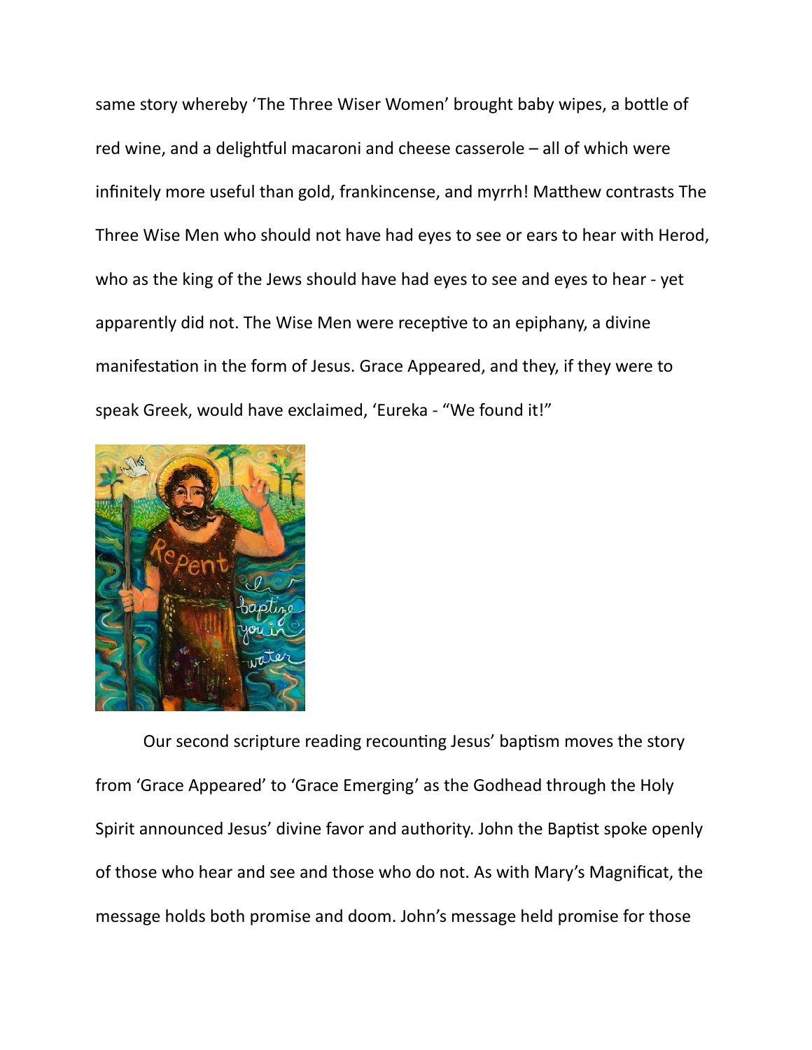same story whereby 'The Three Wiser Women' brought baby wipes, a bottle of red wine, and a delightful macaroni and cheese casserole – all of which were infinitely more useful than gold, frankincense, and myrrh! Matthew contrasts The Three Wise Men who should not have had eyes to see or ears to hear with Herod, who as the king of the Jews should have had eyes to see and eyes to hear - yet apparently did not. The Wise Men were receptive to an epiphany, a divine manifestation in the form of Jesus. Grace Appeared, and they, if they were to speak Greek, would have exclaimed, 'Eureka - "We found it!"

Our second scripture reading recounting Jesus' baptism moves the story from 'Grace Appeared' to 'Grace Emerging' as the Godhead through the Holy Spirit announced Jesus' divine favor and authority. John the Baptist spoke openly of those who hear and see and those who do not. As with Mary's Magnificat, the message holds both promise and doom. John's message held promise for those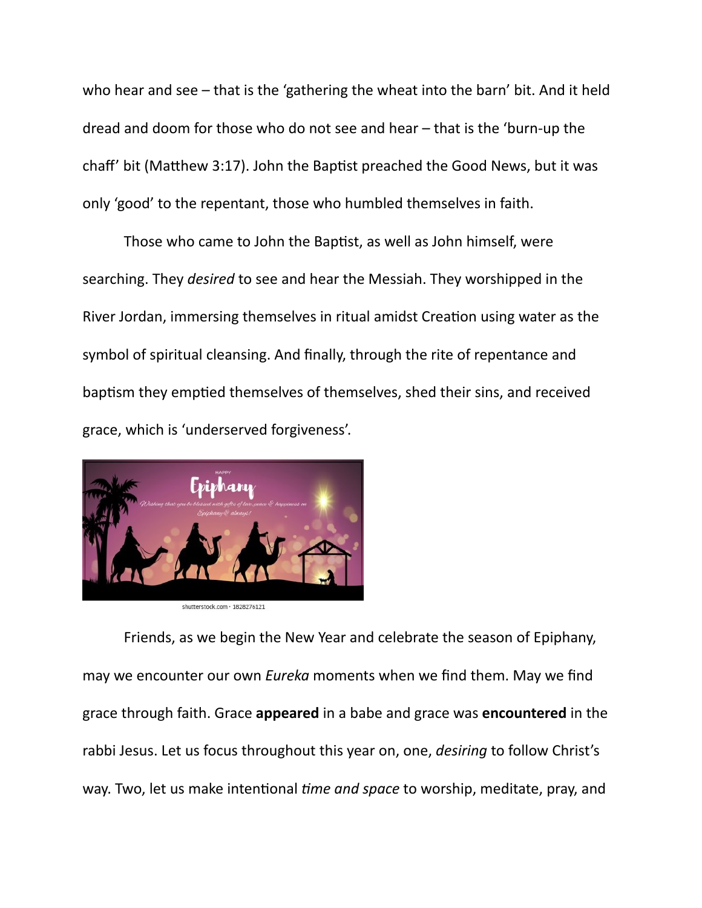who hear and see – that is the 'gathering the wheat into the barn' bit. And it held dread and doom for those who do not see and hear – that is the 'burn-up the chaff' bit (Matthew 3:17). John the Baptist preached the Good News, but it was only 'good' to the repentant, those who humbled themselves in faith.

Those who came to John the Baptist, as well as John himself, were searching. They *desired* to see and hear the Messiah. They worshipped in the River Jordan, immersing themselves in ritual amidst Creation using water as the symbol of spiritual cleansing. And finally, through the rite of repentance and baptism they emptied themselves of themselves, shed their sins, and received grace, which is 'underserved forgiveness'.

shutterstock.com · 1828276121

Friends, as we begin the New Year and celebrate the season of Epiphany, may we encounter our own *Eureka* moments when we find them. May we find grace through faith. Grace **appeared** in a babe and grace was **encountered** in the rabbi Jesus. Let us focus throughout this year on, one, *desiring* to follow Christ's way. Two, let us make intentional *time and space* to worship, meditate, pray, and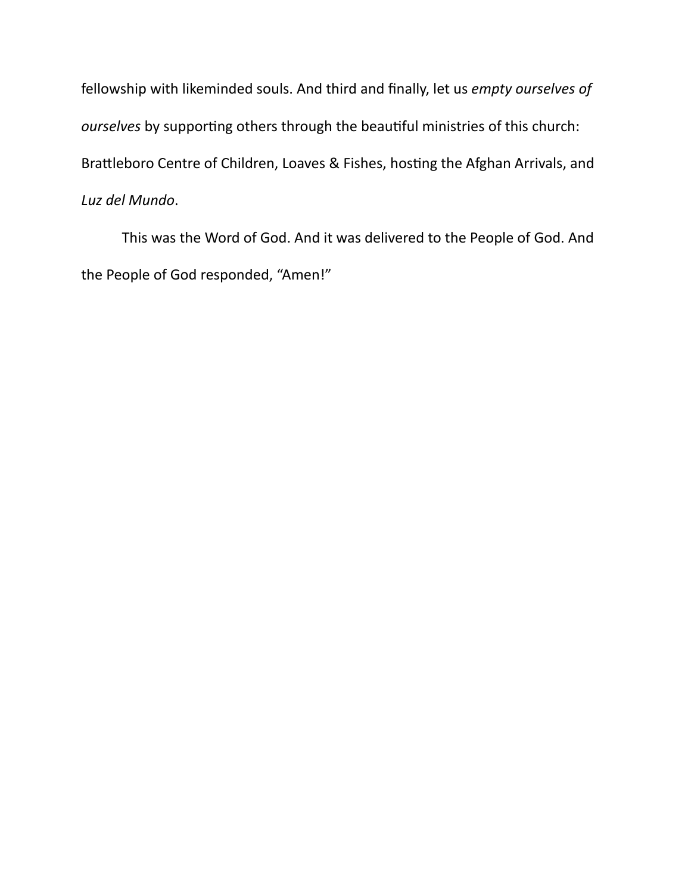fellowship with likeminded souls. And third and finally, let us *empty ourselves of ourselves* by supporting others through the beautiful ministries of this church: Brattleboro Centre of Children, Loaves & Fishes, hosting the Afghan Arrivals, and *Luz del Mundo*.

This was the Word of God. And it was delivered to the People of God. And the People of God responded, "Amen!"